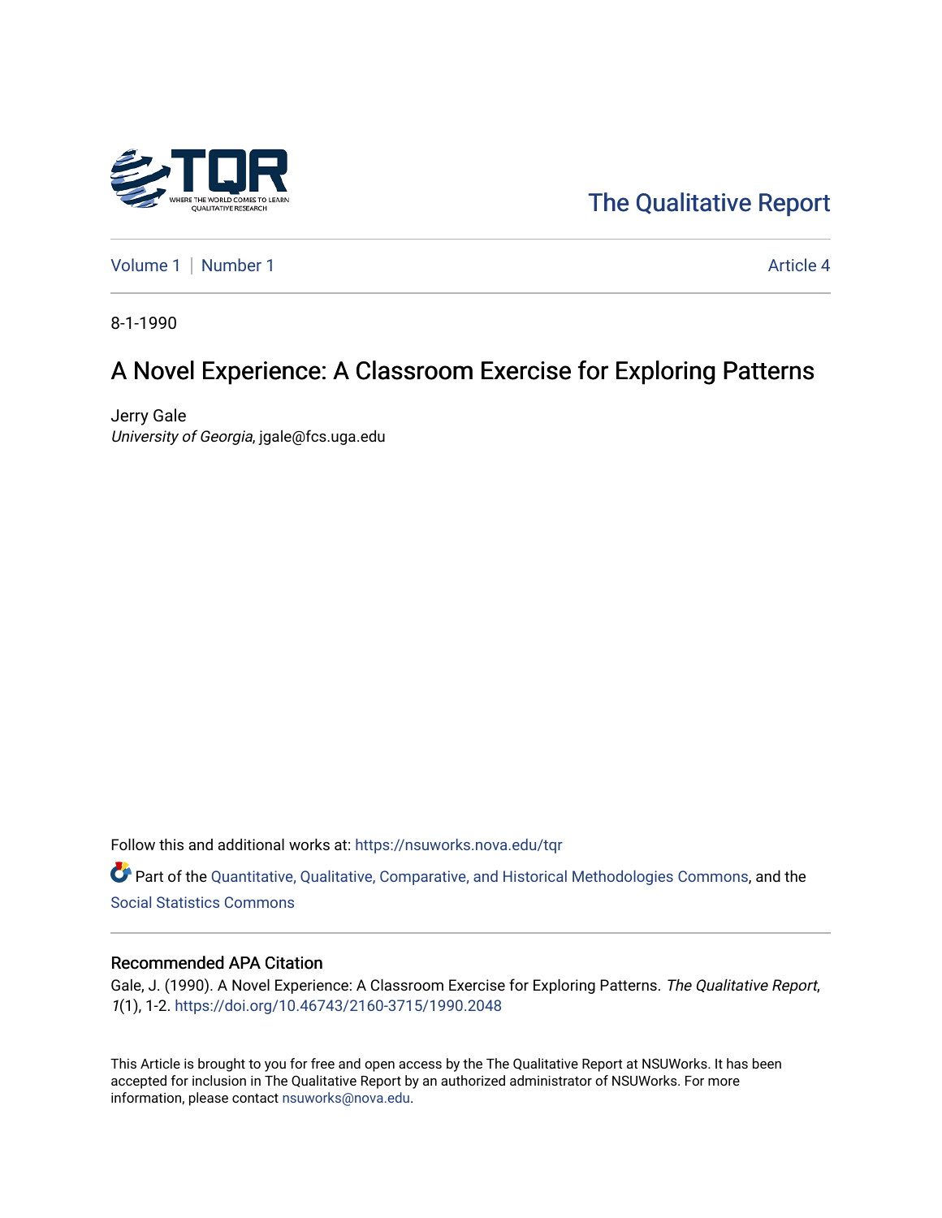The Qualitative Report

Volume 1 | Number 1 | Article 4

8-1-1990

# A Novel Experience: A Classroom Exercise for Exploring Patterns

Jerry Gale
*University of Georgia*, jgale@fcs.uga.edu

Follow this and additional works at: https://nsuworks.nova.edu/tqr

Part of the Quantitative, Qualitative, Comparative, and Historical Methodologies Commons, and the Social Statistics Commons

## Recommended APA Citation

Gale, J. (1990). A Novel Experience: A Classroom Exercise for Exploring Patterns. *The Qualitative Report*, *1*(1), 1-2. https://doi.org/10.46743/2160-3715/1990.2048

This Article is brought to you for free and open access by the The Qualitative Report at NSUWorks. It has been accepted for inclusion in The Qualitative Report by an authorized administrator of NSUWorks. For more information, please contact nsuworks@nova.edu.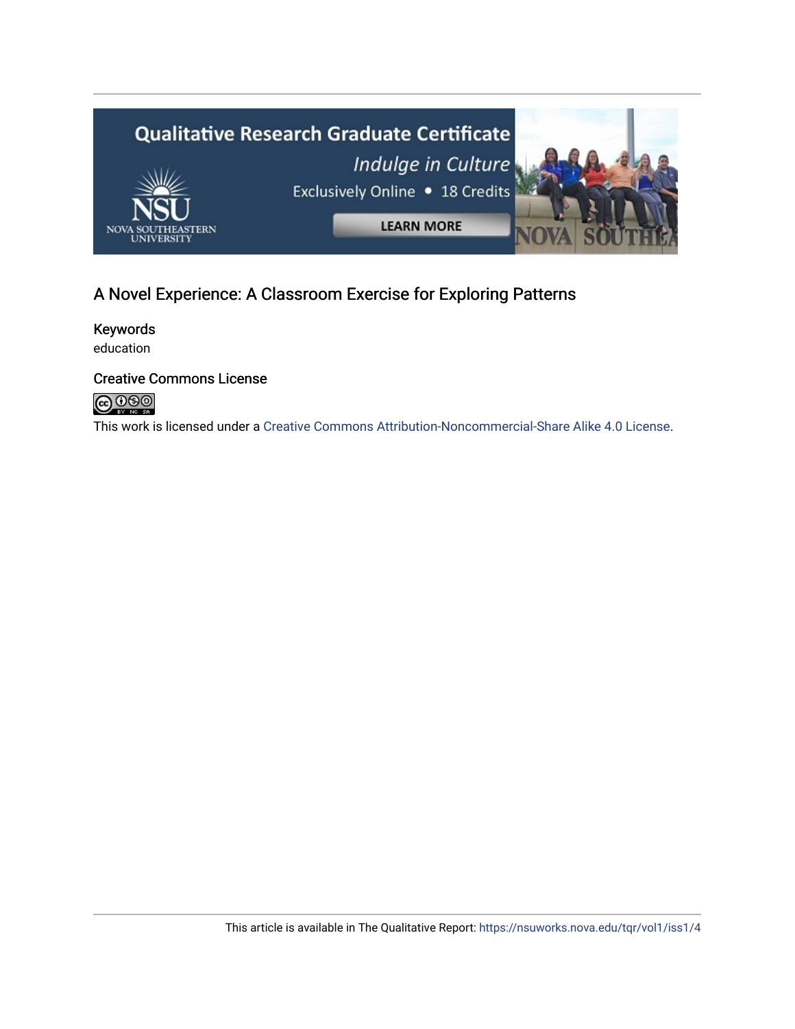A Novel Experience: A Classroom Exercise for Exploring Patterns

## Keywords

education

## Creative Commons License

This work is licensed under a Creative Commons Attribution-Noncommercial-Share Alike 4.0 License.

This article is available in The Qualitative Report: https://nsuworks.nova.edu/tqr/vol1/iss1/4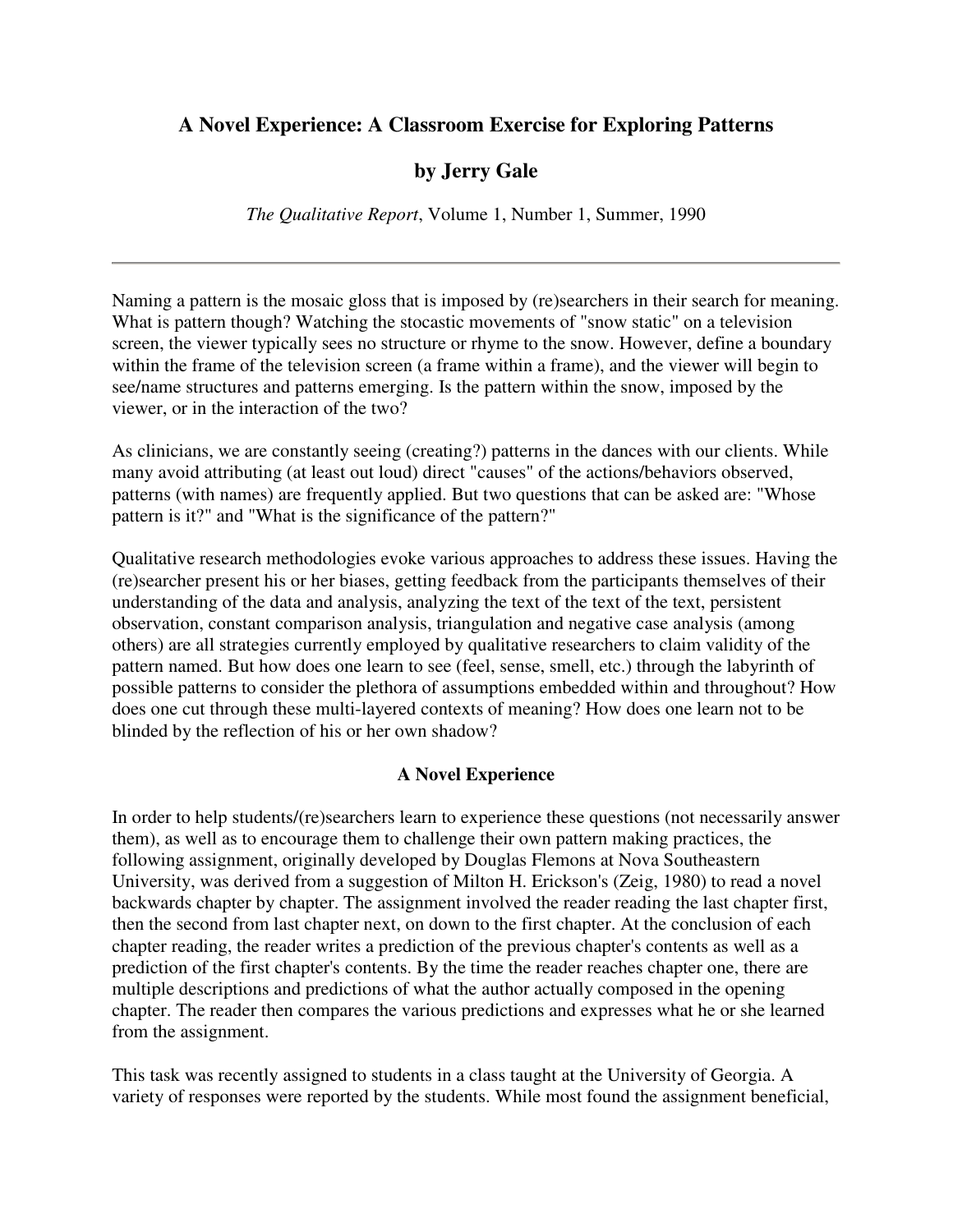# A Novel Experience: A Classroom Exercise for Exploring Patterns

## by Jerry Gale

*The Qualitative Report*, Volume 1, Number 1, Summer, 1990

---

Naming a pattern is the mosaic gloss that is imposed by (re)searchers in their search for meaning. What is pattern though? Watching the stocastic movements of "snow static" on a television screen, the viewer typically sees no structure or rhyme to the snow. However, define a boundary within the frame of the television screen (a frame within a frame), and the viewer will begin to see/name structures and patterns emerging. Is the pattern within the snow, imposed by the viewer, or in the interaction of the two?

As clinicians, we are constantly seeing (creating?) patterns in the dances with our clients. While many avoid attributing (at least out loud) direct "causes" of the actions/behaviors observed, patterns (with names) are frequently applied. But two questions that can be asked are: "Whose pattern is it?" and "What is the significance of the pattern?"

Qualitative research methodologies evoke various approaches to address these issues. Having the (re)searcher present his or her biases, getting feedback from the participants themselves of their understanding of the data and analysis, analyzing the text of the text of the text, persistent observation, constant comparison analysis, triangulation and negative case analysis (among others) are all strategies currently employed by qualitative researchers to claim validity of the pattern named. But how does one learn to see (feel, sense, smell, etc.) through the labyrinth of possible patterns to consider the plethora of assumptions embedded within and throughout? How does one cut through these multi-layered contexts of meaning? How does one learn not to be blinded by the reflection of his or her own shadow?

### A Novel Experience

In order to help students/(re)searchers learn to experience these questions (not necessarily answer them), as well as to encourage them to challenge their own pattern making practices, the following assignment, originally developed by Douglas Flemons at Nova Southeastern University, was derived from a suggestion of Milton H. Erickson's (Zeig, 1980) to read a novel backwards chapter by chapter. The assignment involved the reader reading the last chapter first, then the second from last chapter next, on down to the first chapter. At the conclusion of each chapter reading, the reader writes a prediction of the previous chapter's contents as well as a prediction of the first chapter's contents. By the time the reader reaches chapter one, there are multiple descriptions and predictions of what the author actually composed in the opening chapter. The reader then compares the various predictions and expresses what he or she learned from the assignment.

This task was recently assigned to students in a class taught at the University of Georgia. A variety of responses were reported by the students. While most found the assignment beneficial,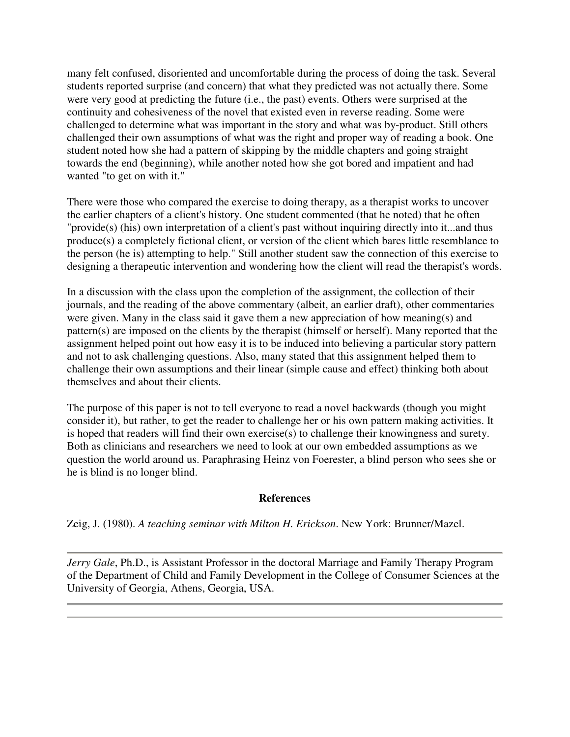many felt confused, disoriented and uncomfortable during the process of doing the task. Several students reported surprise (and concern) that what they predicted was not actually there. Some were very good at predicting the future (i.e., the past) events. Others were surprised at the continuity and cohesiveness of the novel that existed even in reverse reading. Some were challenged to determine what was important in the story and what was by-product. Still others challenged their own assumptions of what was the right and proper way of reading a book. One student noted how she had a pattern of skipping by the middle chapters and going straight towards the end (beginning), while another noted how she got bored and impatient and had wanted "to get on with it."

There were those who compared the exercise to doing therapy, as a therapist works to uncover the earlier chapters of a client's history. One student commented (that he noted) that he often "provide(s) (his) own interpretation of a client's past without inquiring directly into it...and thus produce(s) a completely fictional client, or version of the client which bares little resemblance to the person (he is) attempting to help." Still another student saw the connection of this exercise to designing a therapeutic intervention and wondering how the client will read the therapist's words.

In a discussion with the class upon the completion of the assignment, the collection of their journals, and the reading of the above commentary (albeit, an earlier draft), other commentaries were given. Many in the class said it gave them a new appreciation of how meaning(s) and pattern(s) are imposed on the clients by the therapist (himself or herself). Many reported that the assignment helped point out how easy it is to be induced into believing a particular story pattern and not to ask challenging questions. Also, many stated that this assignment helped them to challenge their own assumptions and their linear (simple cause and effect) thinking both about themselves and about their clients.

The purpose of this paper is not to tell everyone to read a novel backwards (though you might consider it), but rather, to get the reader to challenge her or his own pattern making activities. It is hoped that readers will find their own exercise(s) to challenge their knowingness and surety. Both as clinicians and researchers we need to look at our own embedded assumptions as we question the world around us. Paraphrasing Heinz von Foerester, a blind person who sees she or he is blind is no longer blind.

## References

Zeig, J. (1980). *A teaching seminar with Milton H. Erickson*. New York: Brunner/Mazel.

---

*Jerry Gale*, Ph.D., is Assistant Professor in the doctoral Marriage and Family Therapy Program of the Department of Child and Family Development in the College of Consumer Sciences at the University of Georgia, Athens, Georgia, USA.